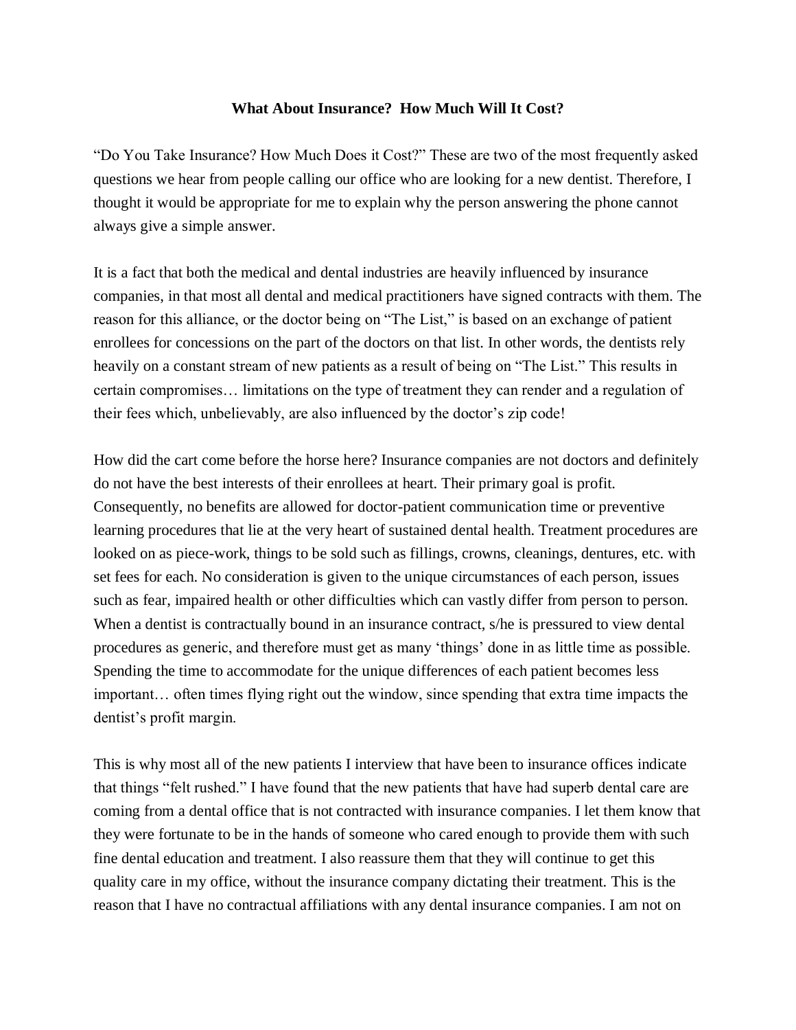**What About Insurance? How Much Will It Cost?**

"Do You Take Insurance? How Much Does it Cost?" These are two of the most frequently asked questions we hear from people calling our office who are looking for a new dentist. Therefore, I thought it would be appropriate for me to explain why the person answering the phone cannot always give a simple answer.

It is a fact that both the medical and dental industries are heavily influenced by insurance companies, in that most all dental and medical practitioners have signed contracts with them. The reason for this alliance, or the doctor being on "The List," is based on an exchange of patient enrollees for concessions on the part of the doctors on that list. In other words, the dentists rely heavily on a constant stream of new patients as a result of being on "The List." This results in certain compromises… limitations on the type of treatment they can render and a regulation of their fees which, unbelievably, are also influenced by the doctor's zip code!

How did the cart come before the horse here? Insurance companies are not doctors and definitely do not have the best interests of their enrollees at heart. Their primary goal is profit. Consequently, no benefits are allowed for doctor-patient communication time or preventive learning procedures that lie at the very heart of sustained dental health. Treatment procedures are looked on as piece-work, things to be sold such as fillings, crowns, cleanings, dentures, etc. with set fees for each. No consideration is given to the unique circumstances of each person, issues such as fear, impaired health or other difficulties which can vastly differ from person to person. When a dentist is contractually bound in an insurance contract, s/he is pressured to view dental procedures as generic, and therefore must get as many 'things' done in as little time as possible. Spending the time to accommodate for the unique differences of each patient becomes less important… often times flying right out the window, since spending that extra time impacts the dentist's profit margin.

This is why most all of the new patients I interview that have been to insurance offices indicate that things "felt rushed." I have found that the new patients that have had superb dental care are coming from a dental office that is not contracted with insurance companies. I let them know that they were fortunate to be in the hands of someone who cared enough to provide them with such fine dental education and treatment. I also reassure them that they will continue to get this quality care in my office, without the insurance company dictating their treatment. This is the reason that I have no contractual affiliations with any dental insurance companies. I am not on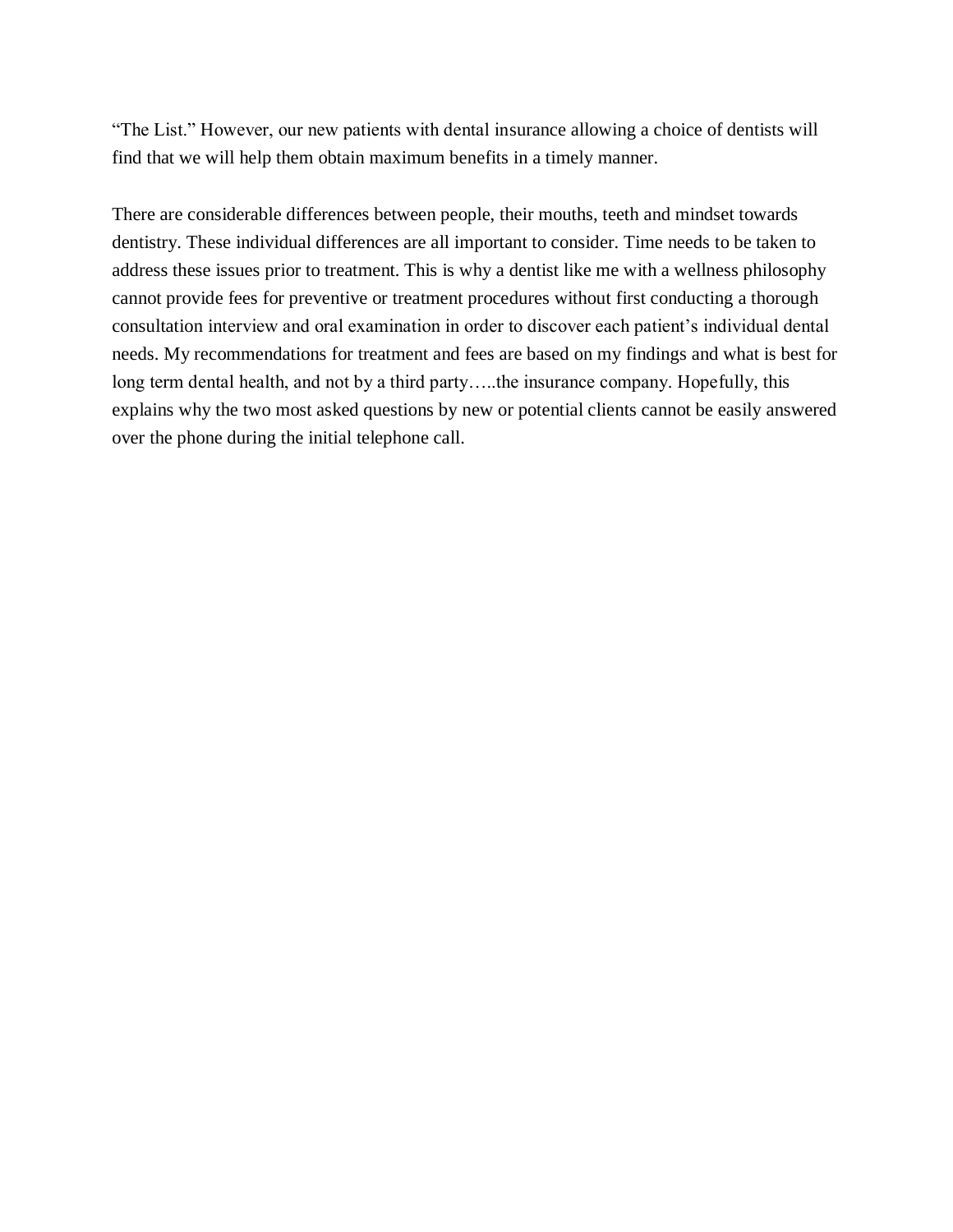"The List." However, our new patients with dental insurance allowing a choice of dentists will find that we will help them obtain maximum benefits in a timely manner.

There are considerable differences between people, their mouths, teeth and mindset towards dentistry. These individual differences are all important to consider. Time needs to be taken to address these issues prior to treatment. This is why a dentist like me with a wellness philosophy cannot provide fees for preventive or treatment procedures without first conducting a thorough consultation interview and oral examination in order to discover each patient's individual dental needs. My recommendations for treatment and fees are based on my findings and what is best for long term dental health, and not by a third party…..the insurance company. Hopefully, this explains why the two most asked questions by new or potential clients cannot be easily answered over the phone during the initial telephone call.